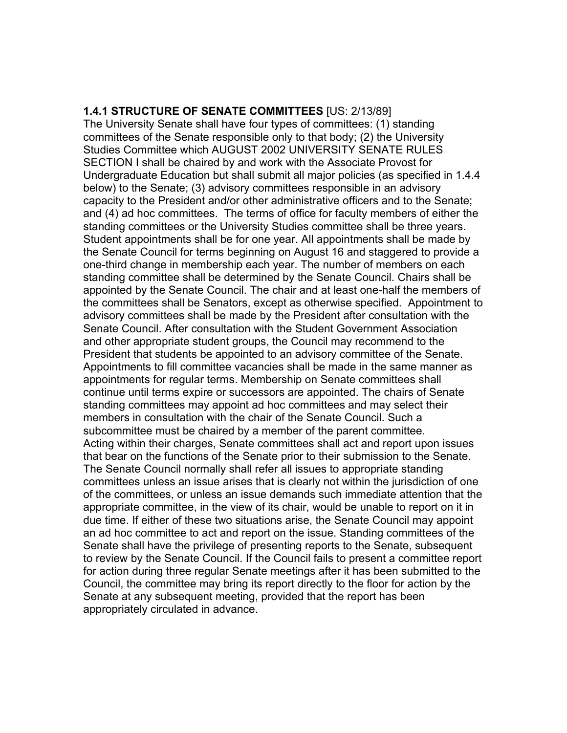**1.4.1 STRUCTURE OF SENATE COMMITTEES** [US: 2/13/89]

The University Senate shall have four types of committees: (1) standing committees of the Senate responsible only to that body; (2) the University Studies Committee which AUGUST 2002 UNIVERSITY SENATE RULES SECTION I shall be chaired by and work with the Associate Provost for Undergraduate Education but shall submit all major policies (as specified in 1.4.4 below) to the Senate; (3) advisory committees responsible in an advisory capacity to the President and/or other administrative officers and to the Senate; and (4) ad hoc committees. The terms of office for faculty members of either the standing committees or the University Studies committee shall be three years. Student appointments shall be for one year. All appointments shall be made by the Senate Council for terms beginning on August 16 and staggered to provide a one-third change in membership each year. The number of members on each standing committee shall be determined by the Senate Council. Chairs shall be appointed by the Senate Council. The chair and at least one-half the members of the committees shall be Senators, except as otherwise specified. Appointment to advisory committees shall be made by the President after consultation with the Senate Council. After consultation with the Student Government Association and other appropriate student groups, the Council may recommend to the President that students be appointed to an advisory committee of the Senate. Appointments to fill committee vacancies shall be made in the same manner as appointments for regular terms. Membership on Senate committees shall continue until terms expire or successors are appointed. The chairs of Senate standing committees may appoint ad hoc committees and may select their members in consultation with the chair of the Senate Council. Such a subcommittee must be chaired by a member of the parent committee.

Acting within their charges, Senate committees shall act and report upon issues that bear on the functions of the Senate prior to their submission to the Senate. The Senate Council normally shall refer all issues to appropriate standing committees unless an issue arises that is clearly not within the jurisdiction of one of the committees, or unless an issue demands such immediate attention that the appropriate committee, in the view of its chair, would be unable to report on it in due time. If either of these two situations arise, the Senate Council may appoint an ad hoc committee to act and report on the issue. Standing committees of the Senate shall have the privilege of presenting reports to the Senate, subsequent to review by the Senate Council. If the Council fails to present a committee report for action during three regular Senate meetings after it has been submitted to the Council, the committee may bring its report directly to the floor for action by the Senate at any subsequent meeting, provided that the report has been appropriately circulated in advance.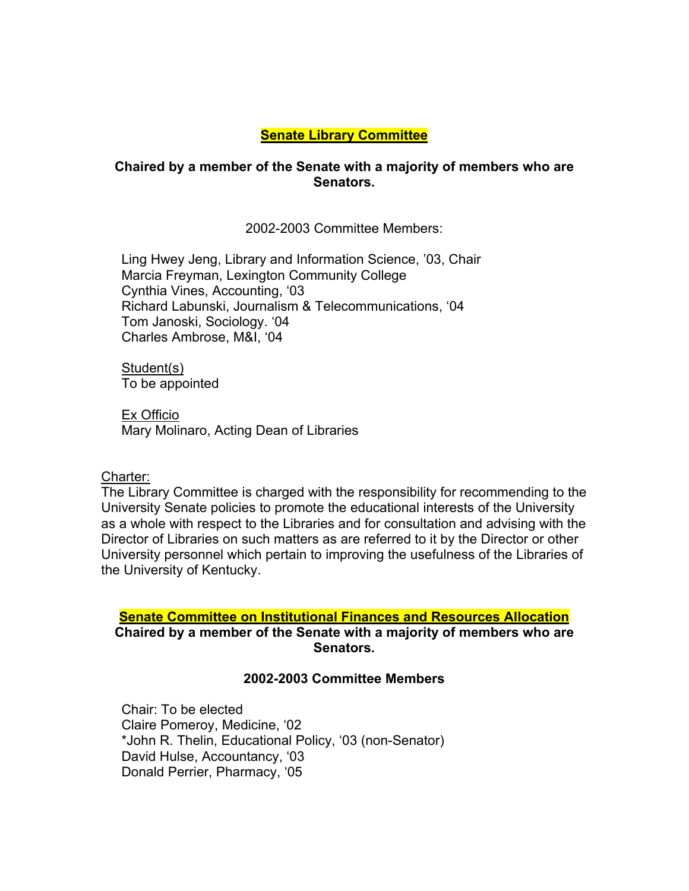## Senate Library Committee

**Chaired by a member of the Senate with a majority of members who are Senators.**

2002-2003 Committee Members:

Ling Hwey Jeng, Library and Information Science, '03, Chair
Marcia Freyman, Lexington Community College
Cynthia Vines, Accounting, '03
Richard Labunski, Journalism & Telecommunications, '04
Tom Janoski, Sociology. '04
Charles Ambrose, M&I, '04

Student(s)
To be appointed

Ex Officio
Mary Molinaro, Acting Dean of Libraries

Charter:
The Library Committee is charged with the responsibility for recommending to the University Senate policies to promote the educational interests of the University as a whole with respect to the Libraries and for consultation and advising with the Director of Libraries on such matters as are referred to it by the Director or other University personnel which pertain to improving the usefulness of the Libraries of the University of Kentucky.

## Senate Committee on Institutional Finances and Resources Allocation

**Chaired by a member of the Senate with a majority of members who are Senators.**

**2002-2003 Committee Members**

Chair: To be elected
Claire Pomeroy, Medicine, '02
*John R. Thelin, Educational Policy, '03 (non-Senator)
David Hulse, Accountancy, '03
Donald Perrier, Pharmacy, '05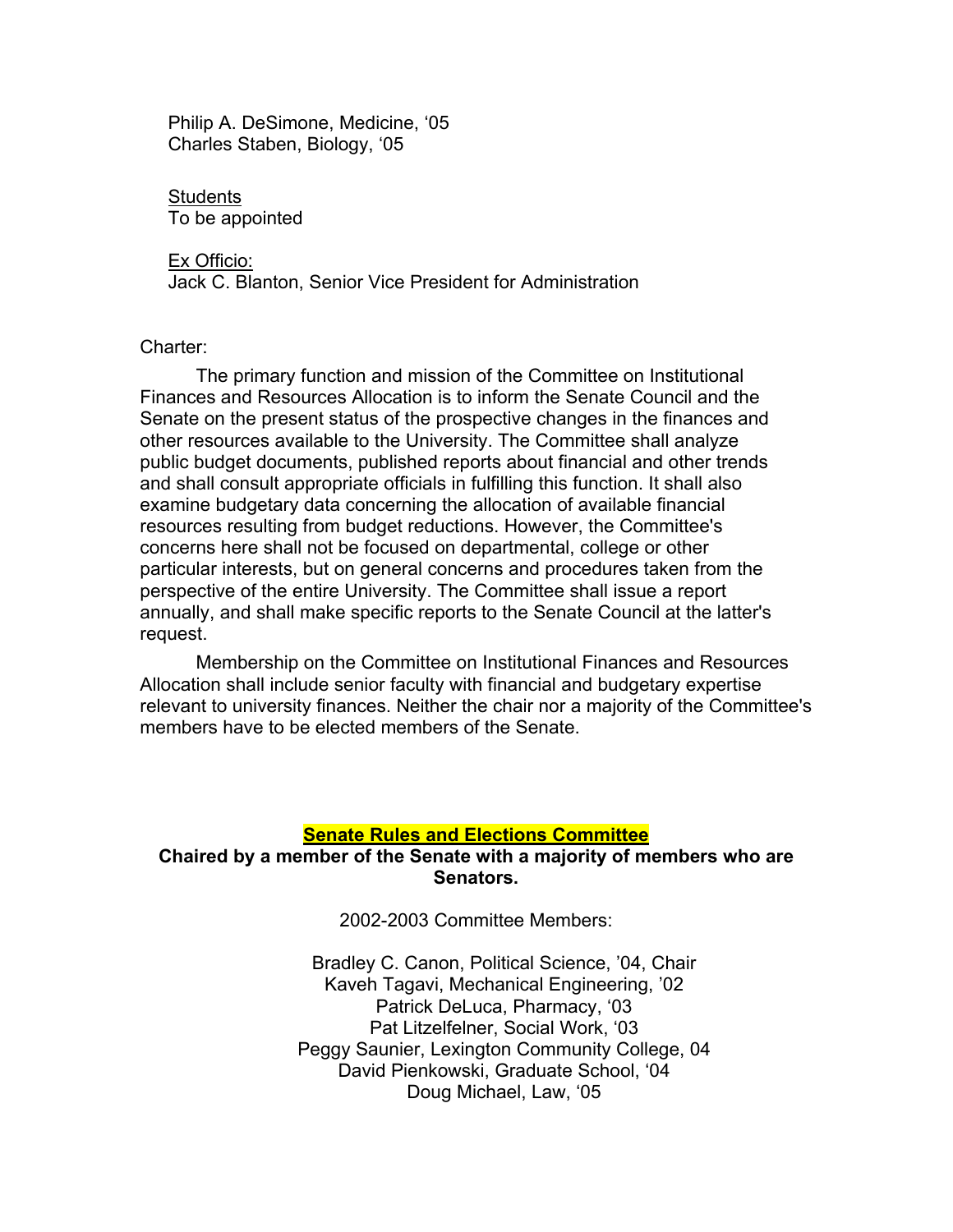Philip A. DeSimone, Medicine, ‘05
Charles Staben, Biology, ‘05

<u>Students</u>
To be appointed

<u>Ex Officio:</u>
Jack C. Blanton, Senior Vice President for Administration

Charter:

The primary function and mission of the Committee on Institutional Finances and Resources Allocation is to inform the Senate Council and the Senate on the present status of the prospective changes in the finances and other resources available to the University. The Committee shall analyze public budget documents, published reports about financial and other trends and shall consult appropriate officials in fulfilling this function. It shall also examine budgetary data concerning the allocation of available financial resources resulting from budget reductions. However, the Committee's concerns here shall not be focused on departmental, college or other particular interests, but on general concerns and procedures taken from the perspective of the entire University. The Committee shall issue a report annually, and shall make specific reports to the Senate Council at the latter's request.

Membership on the Committee on Institutional Finances and Resources Allocation shall include senior faculty with financial and budgetary expertise relevant to university finances. Neither the chair nor a majority of the Committee's members have to be elected members of the Senate.

## Senate Rules and Elections Committee

**Chaired by a member of the Senate with a majority of members who are Senators.**

2002-2003 Committee Members:

Bradley C. Canon, Political Science, ’04, Chair
Kaveh Tagavi, Mechanical Engineering, ’02
Patrick DeLuca, Pharmacy, ‘03
Pat Litzelfelner, Social Work, ‘03
Peggy Saunier, Lexington Community College, 04
David Pienkowski, Graduate School, ‘04
Doug Michael, Law, ‘05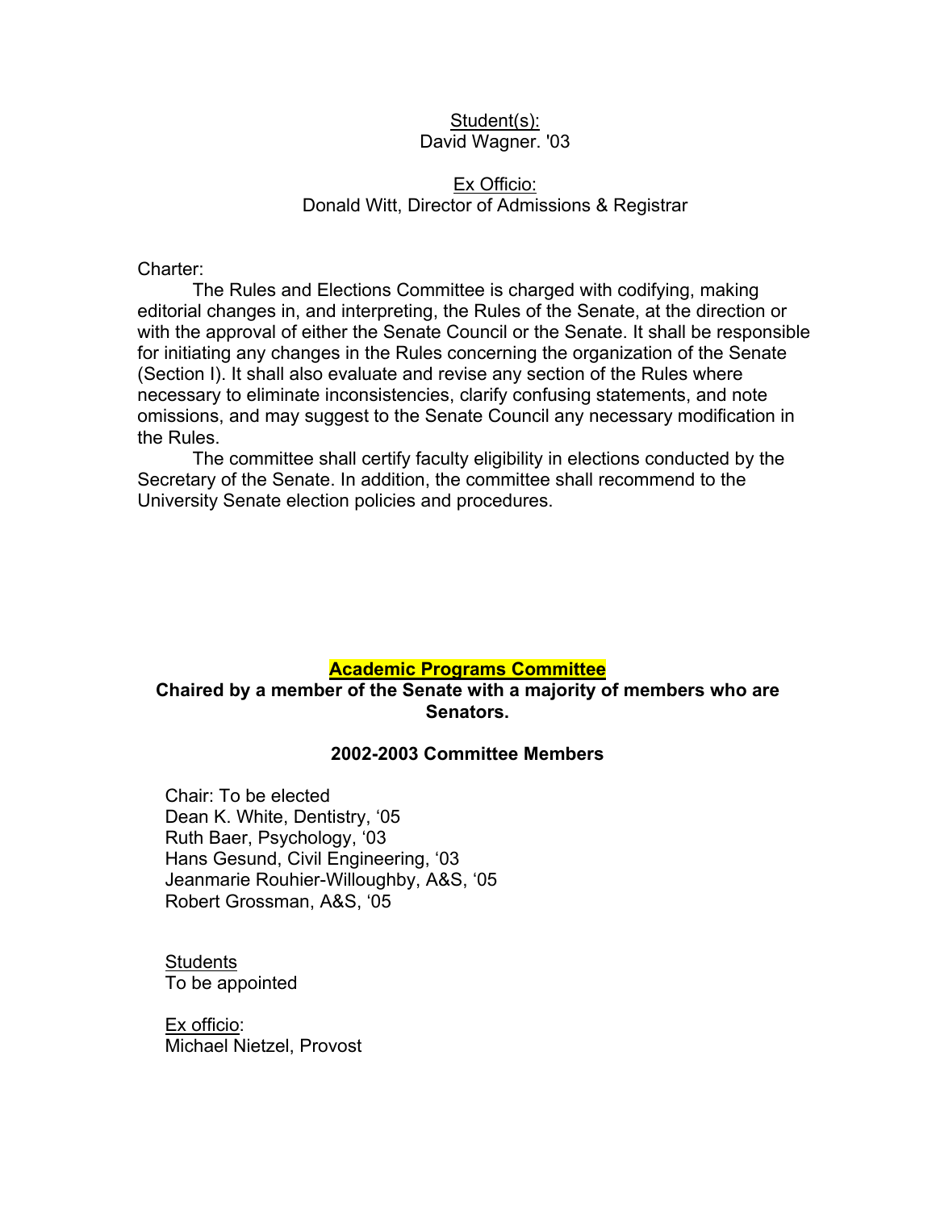Student(s):
David Wagner. '03

Ex Officio:
Donald Witt, Director of Admissions & Registrar

Charter:

The Rules and Elections Committee is charged with codifying, making editorial changes in, and interpreting, the Rules of the Senate, at the direction or with the approval of either the Senate Council or the Senate. It shall be responsible for initiating any changes in the Rules concerning the organization of the Senate (Section I). It shall also evaluate and revise any section of the Rules where necessary to eliminate inconsistencies, clarify confusing statements, and note omissions, and may suggest to the Senate Council any necessary modification in the Rules.

The committee shall certify faculty eligibility in elections conducted by the Secretary of the Senate. In addition, the committee shall recommend to the University Senate election policies and procedures.

## Academic Programs Committee

**Chaired by a member of the Senate with a majority of members who are Senators.**

**2002-2003 Committee Members**

Chair: To be elected
Dean K. White, Dentistry, '05
Ruth Baer, Psychology, '03
Hans Gesund, Civil Engineering, '03
Jeanmarie Rouhier-Willoughby, A&S, '05
Robert Grossman, A&S, '05

Students
To be appointed

Ex officio:
Michael Nietzel, Provost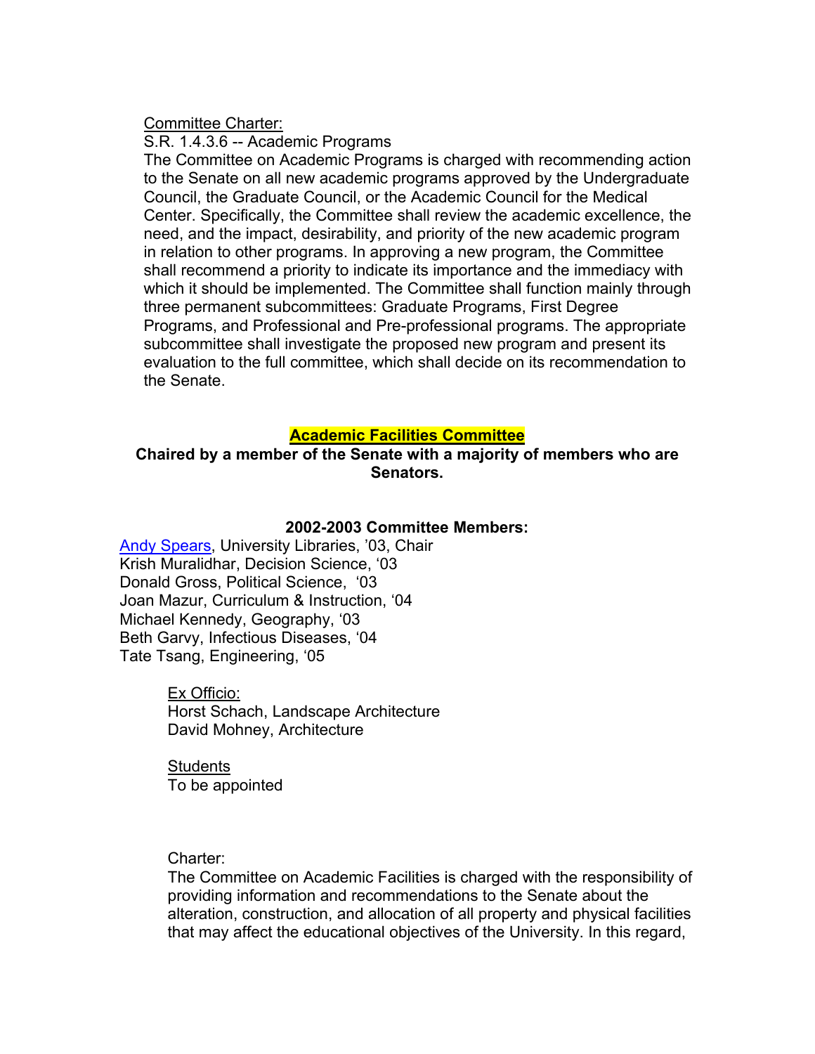Committee Charter:

S.R. 1.4.3.6 -- Academic Programs

The Committee on Academic Programs is charged with recommending action to the Senate on all new academic programs approved by the Undergraduate Council, the Graduate Council, or the Academic Council for the Medical Center. Specifically, the Committee shall review the academic excellence, the need, and the impact, desirability, and priority of the new academic program in relation to other programs. In approving a new program, the Committee shall recommend a priority to indicate its importance and the immediacy with which it should be implemented. The Committee shall function mainly through three permanent subcommittees: Graduate Programs, First Degree Programs, and Professional and Pre-professional programs. The appropriate subcommittee shall investigate the proposed new program and present its evaluation to the full committee, which shall decide on its recommendation to the Senate.

## Academic Facilities Committee

**Chaired by a member of the Senate with a majority of members who are Senators.**

**2002-2003 Committee Members:**

Andy Spears, University Libraries, '03, Chair
Krish Muralidhar, Decision Science, '03
Donald Gross, Political Science, '03
Joan Mazur, Curriculum & Instruction, '04
Michael Kennedy, Geography, '03
Beth Garvy, Infectious Diseases, '04
Tate Tsang, Engineering, '05

Ex Officio:
Horst Schach, Landscape Architecture
David Mohney, Architecture

Students
To be appointed

Charter:

The Committee on Academic Facilities is charged with the responsibility of providing information and recommendations to the Senate about the alteration, construction, and allocation of all property and physical facilities that may affect the educational objectives of the University. In this regard,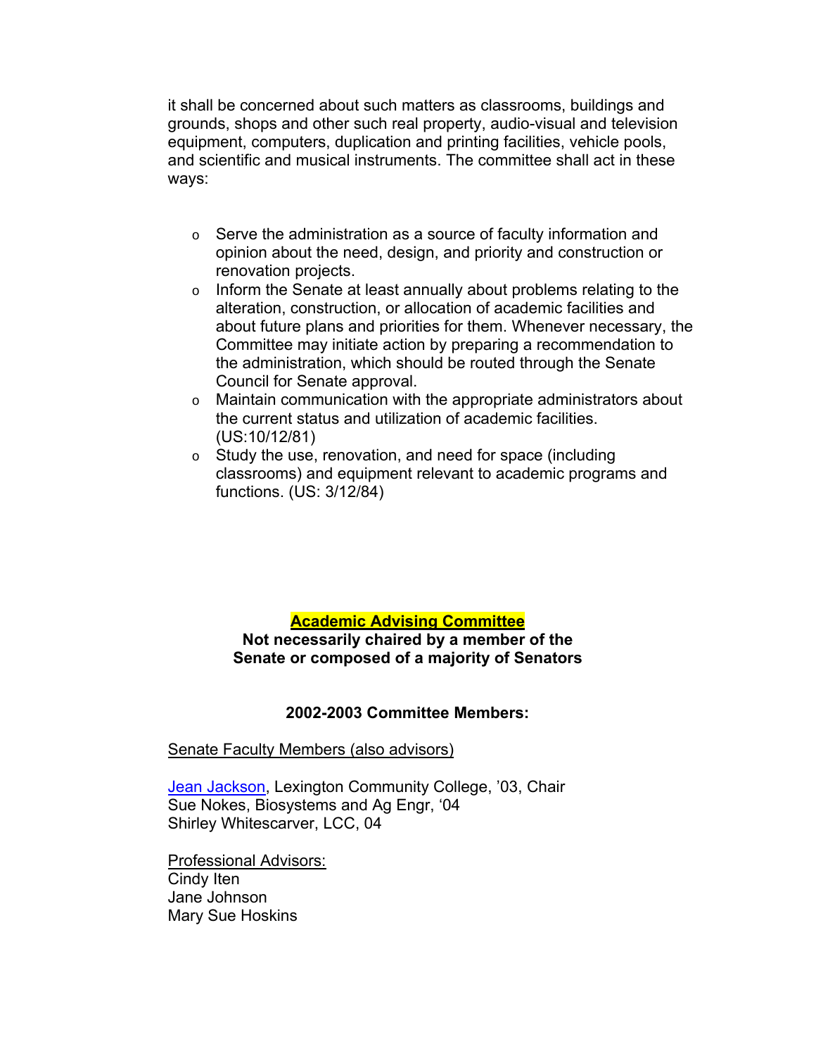it shall be concerned about such matters as classrooms, buildings and grounds, shops and other such real property, audio-visual and television equipment, computers, duplication and printing facilities, vehicle pools, and scientific and musical instruments. The committee shall act in these ways:

- Serve the administration as a source of faculty information and opinion about the need, design, and priority and construction or renovation projects.
- Inform the Senate at least annually about problems relating to the alteration, construction, or allocation of academic facilities and about future plans and priorities for them. Whenever necessary, the Committee may initiate action by preparing a recommendation to the administration, which should be routed through the Senate Council for Senate approval.
- Maintain communication with the appropriate administrators about the current status and utilization of academic facilities. (US:10/12/81)
- Study the use, renovation, and need for space (including classrooms) and equipment relevant to academic programs and functions. (US: 3/12/84)

## Academic Advising Committee

**Not necessarily chaired by a member of the Senate or composed of a majority of Senators**

### 2002-2003 Committee Members:

Senate Faculty Members (also advisors)

Jean Jackson, Lexington Community College, '03, Chair
Sue Nokes, Biosystems and Ag Engr, '04
Shirley Whitescarver, LCC, 04

Professional Advisors:
Cindy Iten
Jane Johnson
Mary Sue Hoskins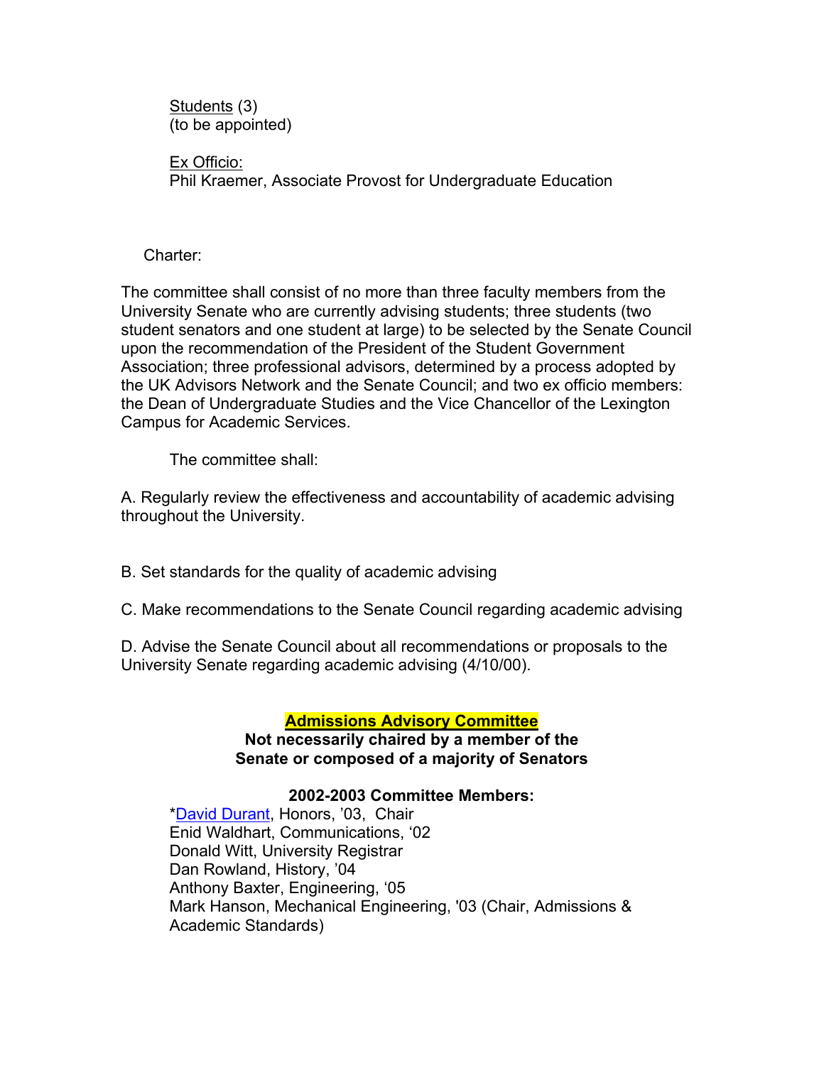Students (3)
(to be appointed)

Ex Officio:
Phil Kraemer, Associate Provost for Undergraduate Education

Charter:

The committee shall consist of no more than three faculty members from the University Senate who are currently advising students; three students (two student senators and one student at large) to be selected by the Senate Council upon the recommendation of the President of the Student Government Association; three professional advisors, determined by a process adopted by the UK Advisors Network and the Senate Council; and two ex officio members: the Dean of Undergraduate Studies and the Vice Chancellor of the Lexington Campus for Academic Services.

The committee shall:

A. Regularly review the effectiveness and accountability of academic advising throughout the University.

B. Set standards for the quality of academic advising

C. Make recommendations to the Senate Council regarding academic advising

D. Advise the Senate Council about all recommendations or proposals to the University Senate regarding academic advising (4/10/00).

## Admissions Advisory Committee

**Not necessarily chaired by a member of the Senate or composed of a majority of Senators**

**2002-2003 Committee Members:**

*David Durant, Honors, '03, Chair
Enid Waldhart, Communications, '02
Donald Witt, University Registrar
Dan Rowland, History, '04
Anthony Baxter, Engineering, '05
Mark Hanson, Mechanical Engineering, '03 (Chair, Admissions & Academic Standards)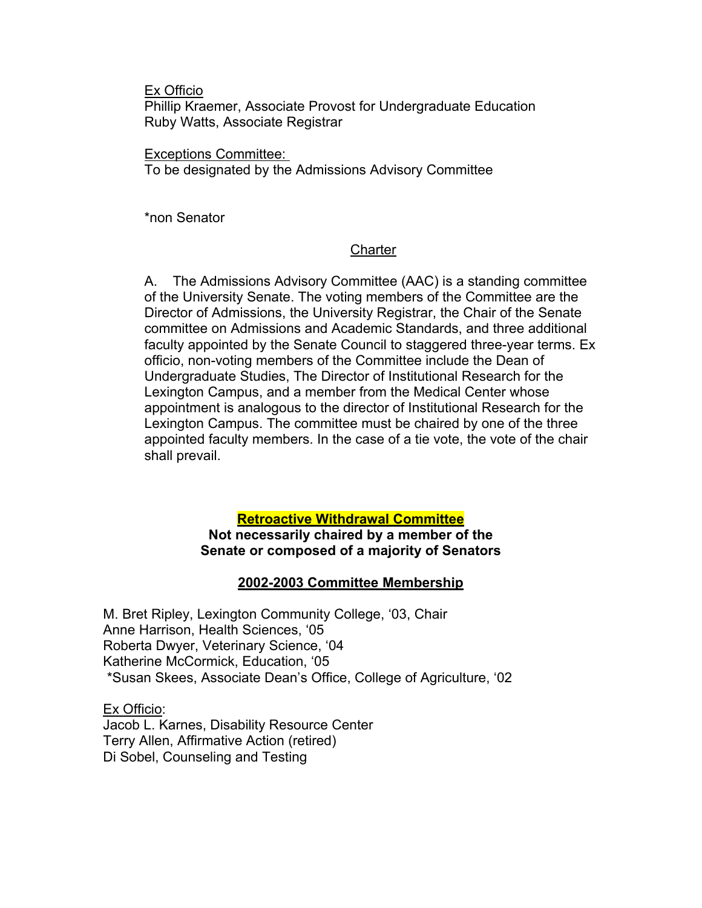Ex Officio
Phillip Kraemer, Associate Provost for Undergraduate Education
Ruby Watts, Associate Registrar

Exceptions Committee:
To be designated by the Admissions Advisory Committee

*non Senator

## Charter

A. The Admissions Advisory Committee (AAC) is a standing committee of the University Senate. The voting members of the Committee are the Director of Admissions, the University Registrar, the Chair of the Senate committee on Admissions and Academic Standards, and three additional faculty appointed by the Senate Council to staggered three-year terms. Ex officio, non-voting members of the Committee include the Dean of Undergraduate Studies, The Director of Institutional Research for the Lexington Campus, and a member from the Medical Center whose appointment is analogous to the director of Institutional Research for the Lexington Campus. The committee must be chaired by one of the three appointed faculty members. In the case of a tie vote, the vote of the chair shall prevail.

## Retroactive Withdrawal Committee

**Not necessarily chaired by a member of the Senate or composed of a majority of Senators**

### 2002-2003 Committee Membership

M. Bret Ripley, Lexington Community College, '03, Chair
Anne Harrison, Health Sciences, '05
Roberta Dwyer, Veterinary Science, '04
Katherine McCormick, Education, '05
*Susan Skees, Associate Dean's Office, College of Agriculture, '02

Ex Officio:
Jacob L. Karnes, Disability Resource Center
Terry Allen, Affirmative Action (retired)
Di Sobel, Counseling and Testing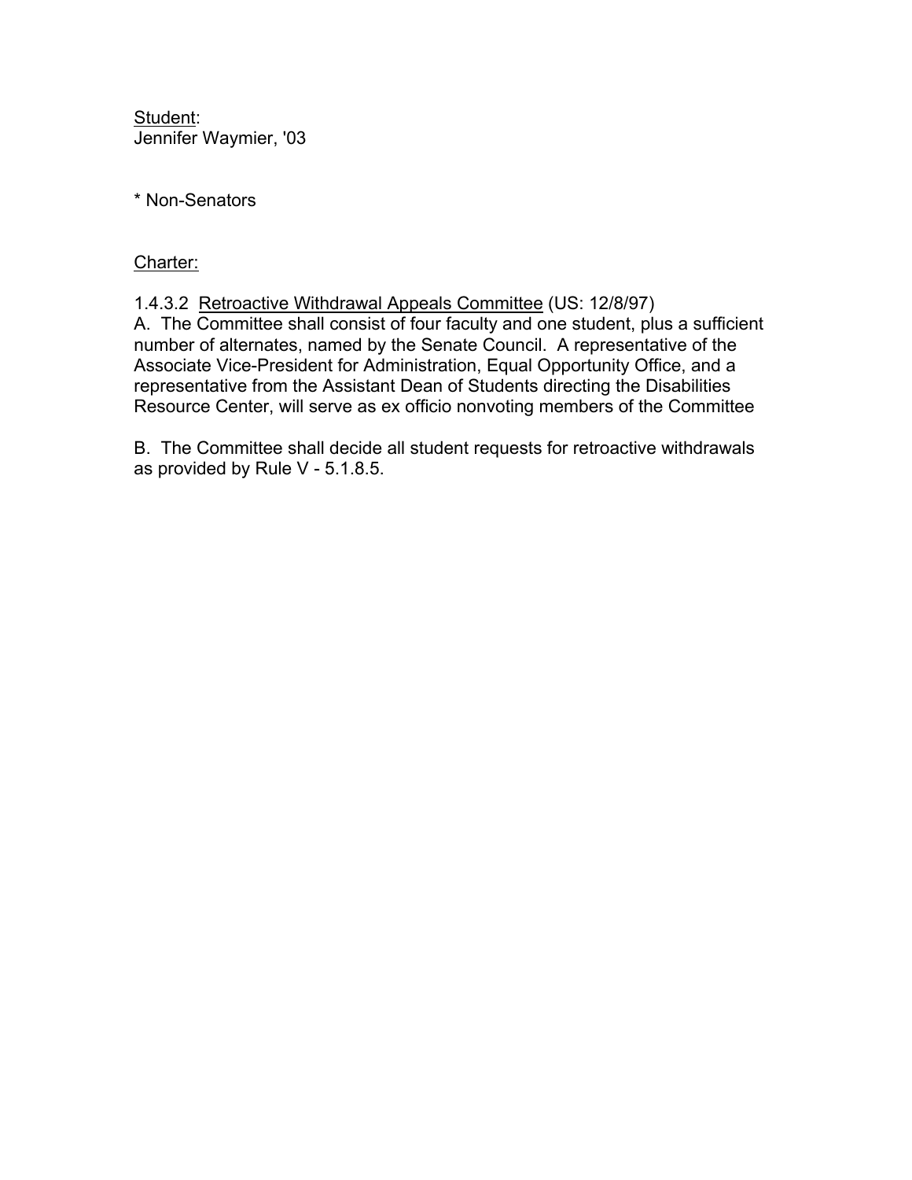<u>Student</u>:
Jennifer Waymier, '03

* Non-Senators

<u>Charter:</u>

1.4.3.2 <u>Retroactive Withdrawal Appeals Committee</u> (US: 12/8/97)
A. The Committee shall consist of four faculty and one student, plus a sufficient number of alternates, named by the Senate Council. A representative of the Associate Vice-President for Administration, Equal Opportunity Office, and a representative from the Assistant Dean of Students directing the Disabilities Resource Center, will serve as ex officio nonvoting members of the Committee

B. The Committee shall decide all student requests for retroactive withdrawals as provided by Rule V - 5.1.8.5.